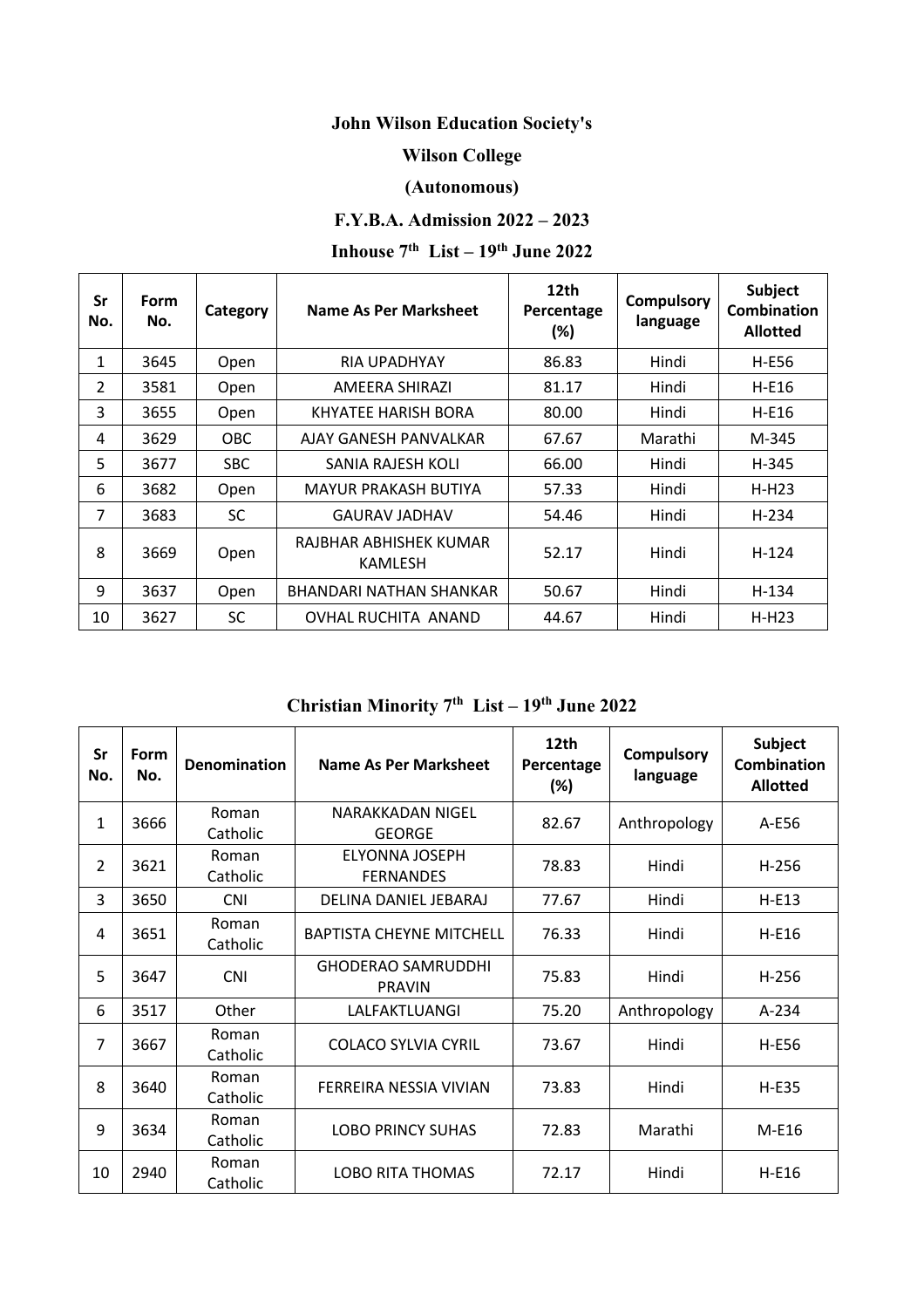# John Wilson Education Society's

# Wilson College

# (Autonomous)

## F.Y.B.A. Admission 2022 – 2023

### Inhouse 7th List – 19th June 2022

| Sr No. | Form No. | Category | Name As Per Marksheet | 12th Percentage (%) | Compulsory language | Subject Combination Allotted |
|---|---|---|---|---|---|---|
| 1 | 3645 | Open | RIA UPADHYAY | 86.83 | Hindi | H-E56 |
| 2 | 3581 | Open | AMEERA SHIRAZI | 81.17 | Hindi | H-E16 |
| 3 | 3655 | Open | KHYATEE HARISH BORA | 80.00 | Hindi | H-E16 |
| 4 | 3629 | OBC | AJAY GANESH PANVALKAR | 67.67 | Marathi | M-345 |
| 5 | 3677 | SBC | SANIA RAJESH KOLI | 66.00 | Hindi | H-345 |
| 6 | 3682 | Open | MAYUR PRAKASH BUTIYA | 57.33 | Hindi | H-H23 |
| 7 | 3683 | SC | GAURAV JADHAV | 54.46 | Hindi | H-234 |
| 8 | 3669 | Open | RAJBHAR ABHISHEK KUMAR KAMLESH | 52.17 | Hindi | H-124 |
| 9 | 3637 | Open | BHANDARI NATHAN SHANKAR | 50.67 | Hindi | H-134 |
| 10 | 3627 | SC | OVHAL RUCHITA ANAND | 44.67 | Hindi | H-H23 |

### Christian Minority 7th List – 19th June 2022

| Sr No. | Form No. | Denomination | Name As Per Marksheet | 12th Percentage (%) | Compulsory language | Subject Combination Allotted |
|---|---|---|---|---|---|---|
| 1 | 3666 | Roman Catholic | NARAKKADAN NIGEL GEORGE | 82.67 | Anthropology | A-E56 |
| 2 | 3621 | Roman Catholic | ELYONNA JOSEPH FERNANDES | 78.83 | Hindi | H-256 |
| 3 | 3650 | CNI | DELINA DANIEL JEBARAJ | 77.67 | Hindi | H-E13 |
| 4 | 3651 | Roman Catholic | BAPTISTA CHEYNE MITCHELL | 76.33 | Hindi | H-E16 |
| 5 | 3647 | CNI | GHODERAO SAMRUDDHI PRAVIN | 75.83 | Hindi | H-256 |
| 6 | 3517 | Other | LALFAKTLUANGI | 75.20 | Anthropology | A-234 |
| 7 | 3667 | Roman Catholic | COLACO SYLVIA CYRIL | 73.67 | Hindi | H-E56 |
| 8 | 3640 | Roman Catholic | FERREIRA NESSIA VIVIAN | 73.83 | Hindi | H-E35 |
| 9 | 3634 | Roman Catholic | LOBO PRINCY SUHAS | 72.83 | Marathi | M-E16 |
| 10 | 2940 | Roman Catholic | LOBO RITA THOMAS | 72.17 | Hindi | H-E16 |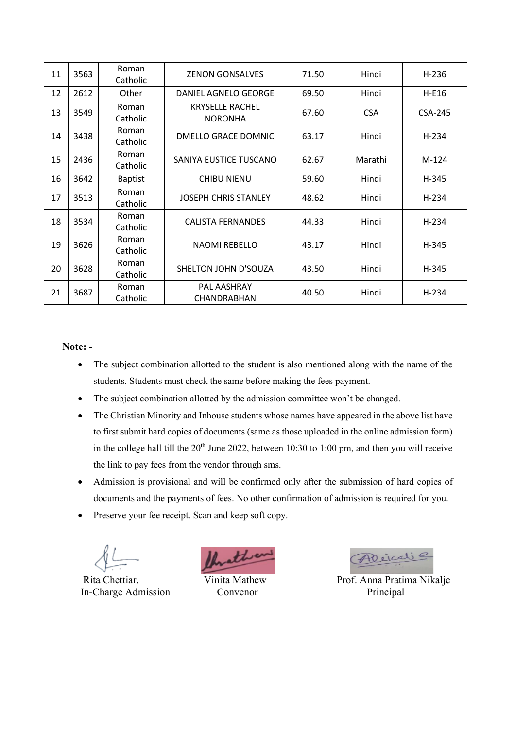| | | | | | | |
|---|---|---|---|---|---|---|
| 11 | 3563 | Roman Catholic | ZENON GONSALVES | 71.50 | Hindi | H-236 |
| 12 | 2612 | Other | DANIEL AGNELO GEORGE | 69.50 | Hindi | H-E16 |
| 13 | 3549 | Roman Catholic | KRYSELLE RACHEL NORONHA | 67.60 | CSA | CSA-245 |
| 14 | 3438 | Roman Catholic | DMELLO GRACE DOMNIC | 63.17 | Hindi | H-234 |
| 15 | 2436 | Roman Catholic | SANIYA EUSTICE TUSCANO | 62.67 | Marathi | M-124 |
| 16 | 3642 | Baptist | CHIBU NIENU | 59.60 | Hindi | H-345 |
| 17 | 3513 | Roman Catholic | JOSEPH CHRIS STANLEY | 48.62 | Hindi | H-234 |
| 18 | 3534 | Roman Catholic | CALISTA FERNANDES | 44.33 | Hindi | H-234 |
| 19 | 3626 | Roman Catholic | NAOMI REBELLO | 43.17 | Hindi | H-345 |
| 20 | 3628 | Roman Catholic | SHELTON JOHN D'SOUZA | 43.50 | Hindi | H-345 |
| 21 | 3687 | Roman Catholic | PAL AASHRAY CHANDRABHAN | 40.50 | Hindi | H-234 |

**Note: -**

- The subject combination allotted to the student is also mentioned along with the name of the students. Students must check the same before making the fees payment.
- The subject combination allotted by the admission committee won't be changed.
- The Christian Minority and Inhouse students whose names have appeared in the above list have to first submit hard copies of documents (same as those uploaded in the online admission form) in the college hall till the 20th June 2022, between 10:30 to 1:00 pm, and then you will receive the link to pay fees from the vendor through sms.
- Admission is provisional and will be confirmed only after the submission of hard copies of documents and the payments of fees. No other confirmation of admission is required for you.
- Preserve your fee receipt. Scan and keep soft copy.

Rita Chettiar.
In-Charge Admission

Vinita Mathew
Convenor

Prof. Anna Pratima Nikalje
Principal